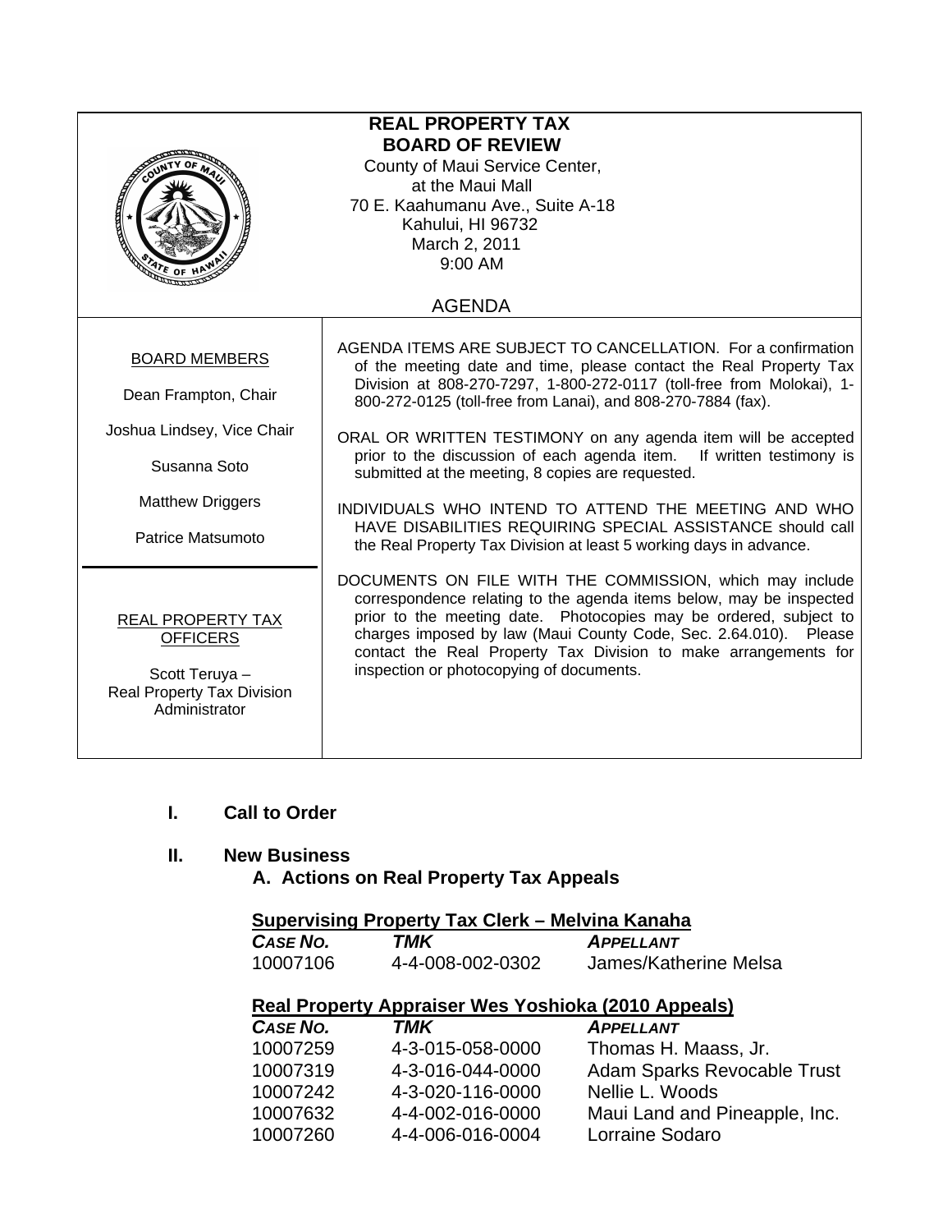# REAL PROPERTY TAX BOARD OF REVIEW

County of Maui Service Center,
at the Maui Mall
70 E. Kaahumanu Ave., Suite A-18
Kahului, HI 96732
March 2, 2011
9:00 AM

## AGENDA

**BOARD MEMBERS**

Dean Frampton, Chair

Joshua Lindsey, Vice Chair

Susanna Soto

Matthew Driggers

Patrice Matsumoto

**REAL PROPERTY TAX OFFICERS**

Scott Teruya – Real Property Tax Division Administrator

AGENDA ITEMS ARE SUBJECT TO CANCELLATION. For a confirmation of the meeting date and time, please contact the Real Property Tax Division at 808-270-7297, 1-800-272-0117 (toll-free from Molokai), 1-800-272-0125 (toll-free from Lanai), and 808-270-7884 (fax).

ORAL OR WRITTEN TESTIMONY on any agenda item will be accepted prior to the discussion of each agenda item. If written testimony is submitted at the meeting, 8 copies are requested.

INDIVIDUALS WHO INTEND TO ATTEND THE MEETING AND WHO HAVE DISABILITIES REQUIRING SPECIAL ASSISTANCE should call the Real Property Tax Division at least 5 working days in advance.

DOCUMENTS ON FILE WITH THE COMMISSION, which may include correspondence relating to the agenda items below, may be inspected prior to the meeting date. Photocopies may be ordered, subject to charges imposed by law (Maui County Code, Sec. 2.64.010). Please contact the Real Property Tax Division to make arrangements for inspection or photocopying of documents.

**I. Call to Order**

**II. New Business**

**A. Actions on Real Property Tax Appeals**

**Supervising Property Tax Clerk – Melvina Kanaha**

| *CASE NO.* | *TMK* | *APPELLANT* |
|---|---|---|
| 10007106 | 4-4-008-002-0302 | James/Katherine Melsa |

**Real Property Appraiser Wes Yoshioka (2010 Appeals)**

| *CASE NO.* | *TMK* | *APPELLANT* |
|---|---|---|
| 10007259 | 4-3-015-058-0000 | Thomas H. Maass, Jr. |
| 10007319 | 4-3-016-044-0000 | Adam Sparks Revocable Trust |
| 10007242 | 4-3-020-116-0000 | Nellie L. Woods |
| 10007632 | 4-4-002-016-0000 | Maui Land and Pineapple, Inc. |
| 10007260 | 4-4-006-016-0004 | Lorraine Sodaro |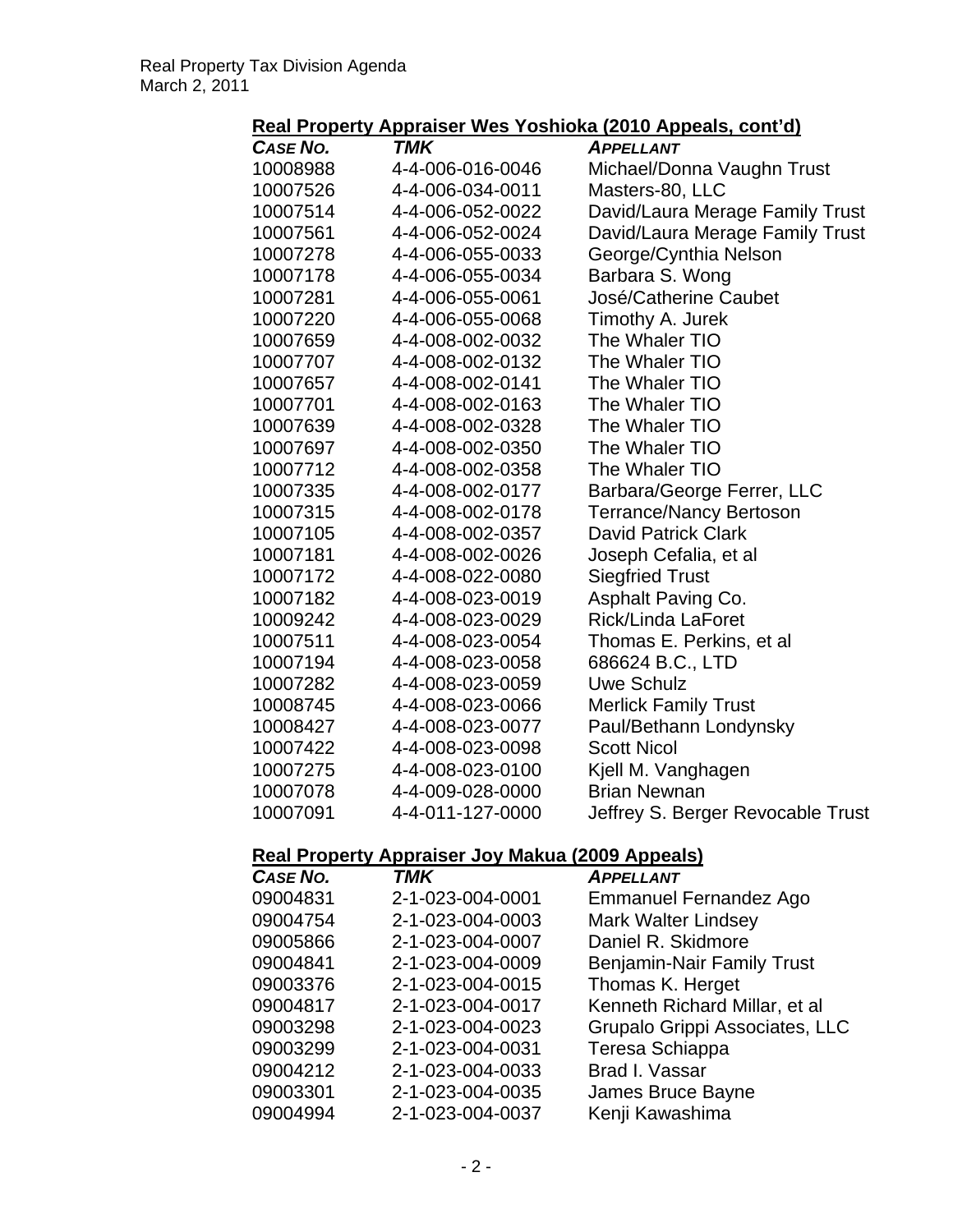### Real Property Appraiser Wes Yoshioka (2010 Appeals, cont'd)

| *CASE NO.* | *TMK* | *APPELLANT* |
|---|---|---|
| 10008988 | 4-4-006-016-0046 | Michael/Donna Vaughn Trust |
| 10007526 | 4-4-006-034-0011 | Masters-80, LLC |
| 10007514 | 4-4-006-052-0022 | David/Laura Merage Family Trust |
| 10007561 | 4-4-006-052-0024 | David/Laura Merage Family Trust |
| 10007278 | 4-4-006-055-0033 | George/Cynthia Nelson |
| 10007178 | 4-4-006-055-0034 | Barbara S. Wong |
| 10007281 | 4-4-006-055-0061 | José/Catherine Caubet |
| 10007220 | 4-4-006-055-0068 | Timothy A. Jurek |
| 10007659 | 4-4-008-002-0032 | The Whaler TIO |
| 10007707 | 4-4-008-002-0132 | The Whaler TIO |
| 10007657 | 4-4-008-002-0141 | The Whaler TIO |
| 10007701 | 4-4-008-002-0163 | The Whaler TIO |
| 10007639 | 4-4-008-002-0328 | The Whaler TIO |
| 10007697 | 4-4-008-002-0350 | The Whaler TIO |
| 10007712 | 4-4-008-002-0358 | The Whaler TIO |
| 10007335 | 4-4-008-002-0177 | Barbara/George Ferrer, LLC |
| 10007315 | 4-4-008-002-0178 | Terrance/Nancy Bertoson |
| 10007105 | 4-4-008-002-0357 | David Patrick Clark |
| 10007181 | 4-4-008-002-0026 | Joseph Cefalia, et al |
| 10007172 | 4-4-008-022-0080 | Siegfried Trust |
| 10007182 | 4-4-008-023-0019 | Asphalt Paving Co. |
| 10009242 | 4-4-008-023-0029 | Rick/Linda LaForet |
| 10007511 | 4-4-008-023-0054 | Thomas E. Perkins, et al |
| 10007194 | 4-4-008-023-0058 | 686624 B.C., LTD |
| 10007282 | 4-4-008-023-0059 | Uwe Schulz |
| 10008745 | 4-4-008-023-0066 | Merlick Family Trust |
| 10008427 | 4-4-008-023-0077 | Paul/Bethann Londynsky |
| 10007422 | 4-4-008-023-0098 | Scott Nicol |
| 10007275 | 4-4-008-023-0100 | Kjell M. Vanghagen |
| 10007078 | 4-4-009-028-0000 | Brian Newnan |
| 10007091 | 4-4-011-127-0000 | Jeffrey S. Berger Revocable Trust |

### Real Property Appraiser Joy Makua (2009 Appeals)

| *CASE NO.* | *TMK* | *APPELLANT* |
|---|---|---|
| 09004831 | 2-1-023-004-0001 | Emmanuel Fernandez Ago |
| 09004754 | 2-1-023-004-0003 | Mark Walter Lindsey |
| 09005866 | 2-1-023-004-0007 | Daniel R. Skidmore |
| 09004841 | 2-1-023-004-0009 | Benjamin-Nair Family Trust |
| 09003376 | 2-1-023-004-0015 | Thomas K. Herget |
| 09004817 | 2-1-023-004-0017 | Kenneth Richard Millar, et al |
| 09003298 | 2-1-023-004-0023 | Grupalo Grippi Associates, LLC |
| 09003299 | 2-1-023-004-0031 | Teresa Schiappa |
| 09004212 | 2-1-023-004-0033 | Brad I. Vassar |
| 09003301 | 2-1-023-004-0035 | James Bruce Bayne |
| 09004994 | 2-1-023-004-0037 | Kenji Kawashima |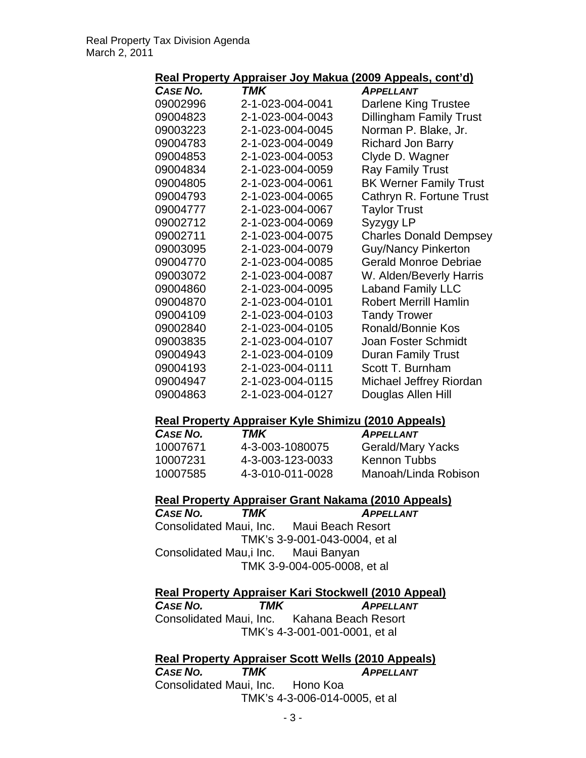### Real Property Appraiser Joy Makua (2009 Appeals, cont'd)

| *CASE NO.* | *TMK* | *APPELLANT* |
|---|---|---|
| 09002996 | 2-1-023-004-0041 | Darlene King Trustee |
| 09004823 | 2-1-023-004-0043 | Dillingham Family Trust |
| 09003223 | 2-1-023-004-0045 | Norman P. Blake, Jr. |
| 09004783 | 2-1-023-004-0049 | Richard Jon Barry |
| 09004853 | 2-1-023-004-0053 | Clyde D. Wagner |
| 09004834 | 2-1-023-004-0059 | Ray Family Trust |
| 09004805 | 2-1-023-004-0061 | BK Werner Family Trust |
| 09004793 | 2-1-023-004-0065 | Cathryn R. Fortune Trust |
| 09004777 | 2-1-023-004-0067 | Taylor Trust |
| 09002712 | 2-1-023-004-0069 | Syzygy LP |
| 09002711 | 2-1-023-004-0075 | Charles Donald Dempsey |
| 09003095 | 2-1-023-004-0079 | Guy/Nancy Pinkerton |
| 09004770 | 2-1-023-004-0085 | Gerald Monroe Debriae |
| 09003072 | 2-1-023-004-0087 | W. Alden/Beverly Harris |
| 09004860 | 2-1-023-004-0095 | Laband Family LLC |
| 09004870 | 2-1-023-004-0101 | Robert Merrill Hamlin |
| 09004109 | 2-1-023-004-0103 | Tandy Trower |
| 09002840 | 2-1-023-004-0105 | Ronald/Bonnie Kos |
| 09003835 | 2-1-023-004-0107 | Joan Foster Schmidt |
| 09004943 | 2-1-023-004-0109 | Duran Family Trust |
| 09004193 | 2-1-023-004-0111 | Scott T. Burnham |
| 09004947 | 2-1-023-004-0115 | Michael Jeffrey Riordan |
| 09004863 | 2-1-023-004-0127 | Douglas Allen Hill |

### Real Property Appraiser Kyle Shimizu (2010 Appeals)

| *CASE NO.* | *TMK* | *APPELLANT* |
|---|---|---|
| 10007671 | 4-3-003-1080075 | Gerald/Mary Yacks |
| 10007231 | 4-3-003-123-0033 | Kennon Tubbs |
| 10007585 | 4-3-010-011-0028 | Manoah/Linda Robison |

### Real Property Appraiser Grant Nakama (2010 Appeals)

*CASE NO.* *TMK* *APPELLANT*

Consolidated Maui, Inc. Maui Beach Resort
TMK's 3-9-001-043-0004, et al

Consolidated Mau,i Inc. Maui Banyan
TMK 3-9-004-005-0008, et al

### Real Property Appraiser Kari Stockwell (2010 Appeal)

*CASE NO.* *TMK* *APPELLANT*

Consolidated Maui, Inc. Kahana Beach Resort
TMK's 4-3-001-001-0001, et al

### Real Property Appraiser Scott Wells (2010 Appeals)

*CASE NO.* *TMK* *APPELLANT*

Consolidated Maui, Inc. Hono Koa
TMK's 4-3-006-014-0005, et al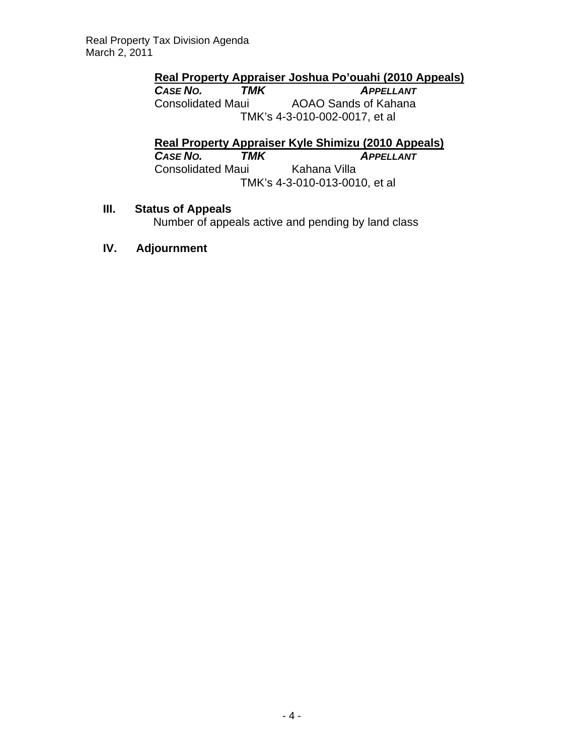**Real Property Appraiser Joshua Po'ouahi (2010 Appeals)**

| ***CASE NO.*** | ***TMK*** | ***APPELLANT*** |
|---|---|---|
| Consolidated Maui | | AOAO Sands of Kahana |
| | TMK's 4-3-010-002-0017, et al | |

**Real Property Appraiser Kyle Shimizu (2010 Appeals)**

| ***CASE NO.*** | ***TMK*** | ***APPELLANT*** |
|---|---|---|
| Consolidated Maui | | Kahana Villa |
| | TMK's 4-3-010-013-0010, et al | |

## III. Status of Appeals

Number of appeals active and pending by land class

## IV. Adjournment